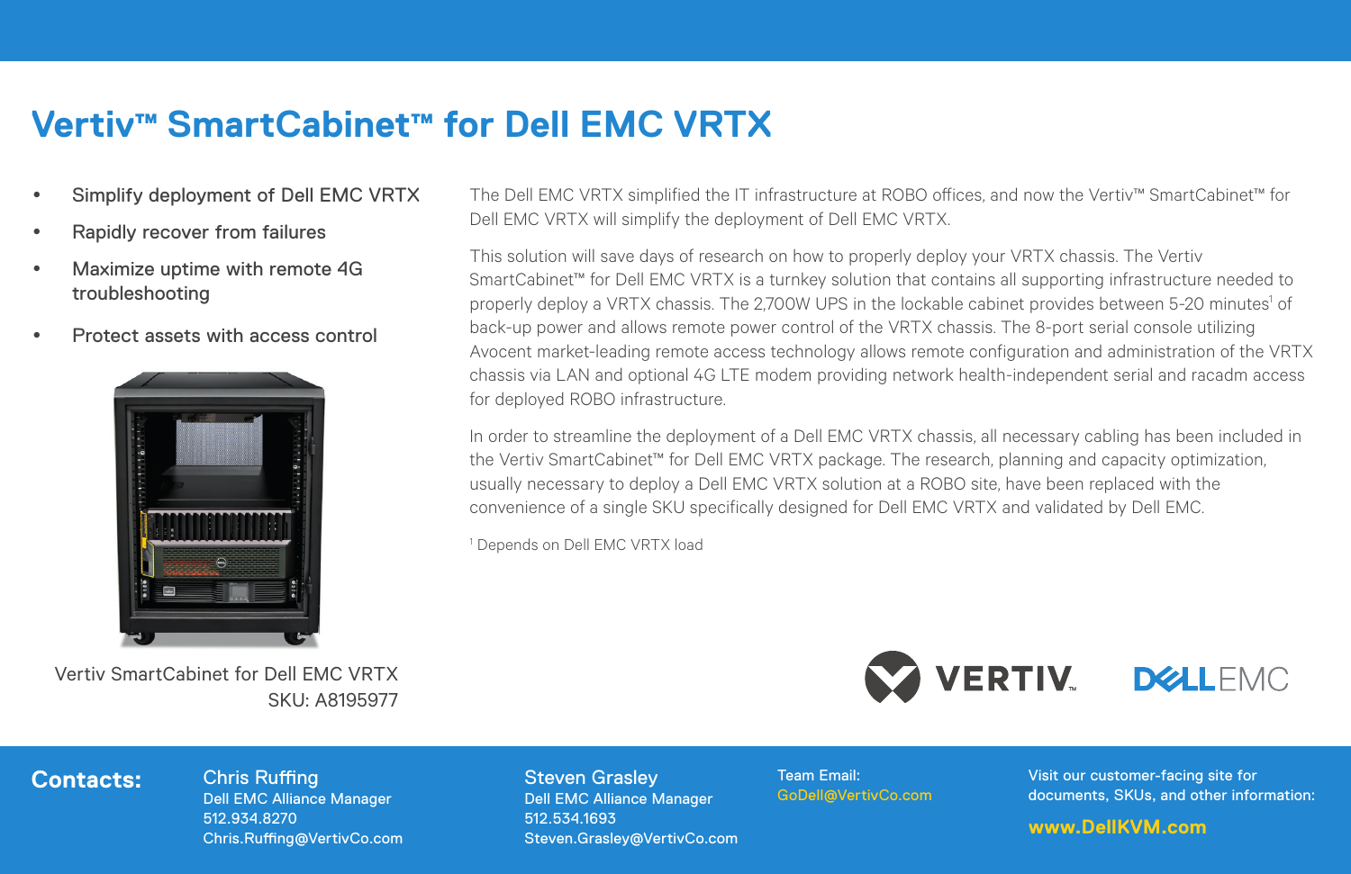# Vertiv™ SmartCabinet™ for Dell EMC VRTX

- Simplify deployment of Dell EMC VRTX
- Rapidly recover from failures
- Maximize uptime with remote 4G troubleshooting
- Protect assets with access control

Vertiv SmartCabinet for Dell EMC VRTX
SKU: A8195977

The Dell EMC VRTX simplified the IT infrastructure at ROBO offices, and now the Vertiv™ SmartCabinet™ for Dell EMC VRTX will simplify the deployment of Dell EMC VRTX.

This solution will save days of research on how to properly deploy your VRTX chassis. The Vertiv SmartCabinet™ for Dell EMC VRTX is a turnkey solution that contains all supporting infrastructure needed to properly deploy a VRTX chassis. The 2,700W UPS in the lockable cabinet provides between 5-20 minutes[1] of back-up power and allows remote power control of the VRTX chassis. The 8-port serial console utilizing Avocent market-leading remote access technology allows remote configuration and administration of the VRTX chassis via LAN and optional 4G LTE modem providing network health-independent serial and racadm access for deployed ROBO infrastructure.

In order to streamline the deployment of a Dell EMC VRTX chassis, all necessary cabling has been included in the Vertiv SmartCabinet™ for Dell EMC VRTX package. The research, planning and capacity optimization, usually necessary to deploy a Dell EMC VRTX solution at a ROBO site, have been replaced with the convenience of a single SKU specifically designed for Dell EMC VRTX and validated by Dell EMC.

[1] Depends on Dell EMC VRTX load

VERTIV. DELL EMC

**Contacts:**

Chris Ruffing
Dell EMC Alliance Manager
512.934.8270
Chris.Ruffing@VertivCo.com

Steven Grasley
Dell EMC Alliance Manager
512.534.1693
Steven.Grasley@VertivCo.com

Team Email:
GoDell@VertivCo.com

Visit our customer-facing site for documents, SKUs, and other information:

**www.DellKVM.com**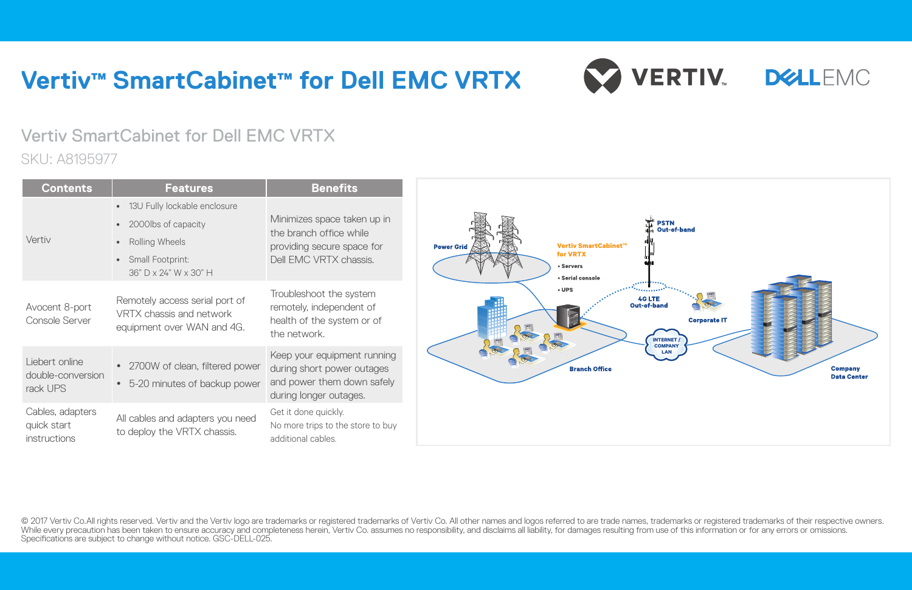# Vertiv™ SmartCabinet™ for Dell EMC VRTX

## Vertiv SmartCabinet for Dell EMC VRTX

SKU: A8195977

| Contents | Features | Benefits |
| --- | --- | --- |
| Vertiv | • 13U Fully lockable enclosure<br>• 2000lbs of capacity<br>• Rolling Wheels<br>• Small Footprint: 36" D x 24" W x 30" H | Minimizes space taken up in the branch office while providing secure space for Dell EMC VRTX chassis. |
| Avocent 8-port Console Server | Remotely access serial port of VRTX chassis and network equipment over WAN and 4G. | Troubleshoot the system remotely, independent of health of the system or of the network. |
| Liebert online double-conversion rack UPS | • 2700W of clean, filtered power<br>• 5-20 minutes of backup power | Keep your equipment running during short power outages and power them down safely during longer outages. |
| Cables, adapters quick start instructions | All cables and adapters you need to deploy the VRTX chassis. | Get it done quickly. No more trips to the store to buy additional cables. |

Power Grid

Vertiv SmartCabinet™ for VRTX
• Servers
• Serial console
• UPS

PSTN Out-of-band

4G LTE Out-of-band

Corporate IT

INTERNET / COMPANY LAN

Branch Office

Company Data Center

© 2017 Vertiv Co.All rights reserved. Vertiv and the Vertiv logo are trademarks or registered trademarks of Vertiv Co. All other names and logos referred to are trade names, trademarks or registered trademarks of their respective owners. While every precaution has been taken to ensure accuracy and completeness herein, Vertiv Co. assumes no responsibility, and disclaims all liability, for damages resulting from use of this information or for any errors or omissions. Specifications are subject to change without notice. GSC-DELL-025.